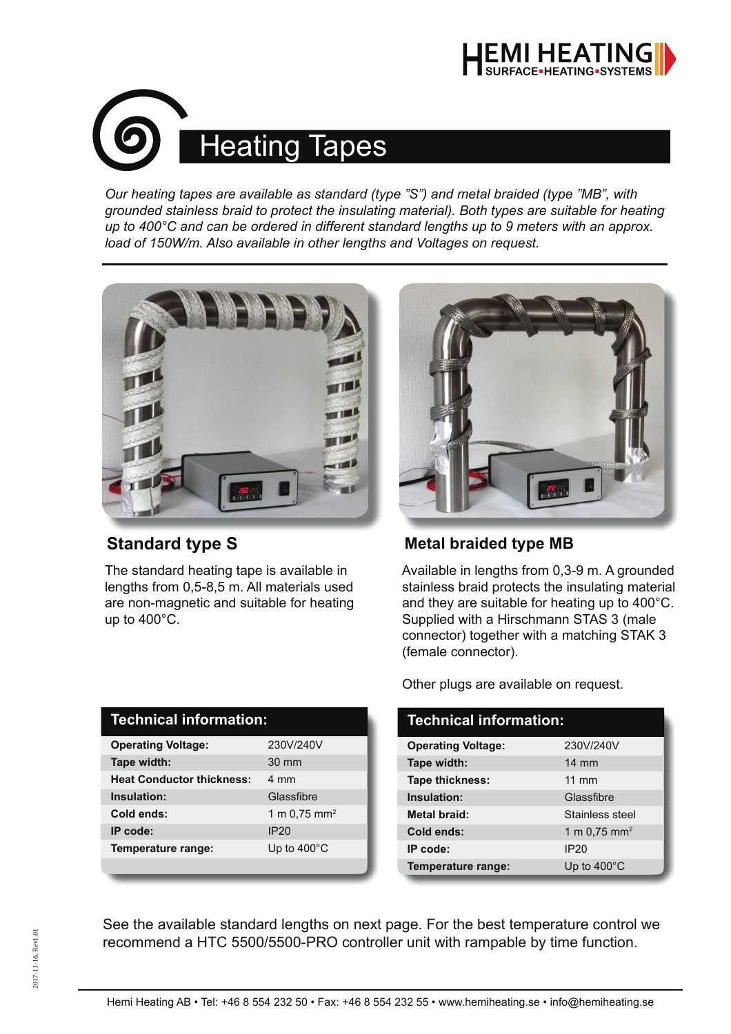# Heating Tapes

*Our heating tapes are available as standard (type "S") and metal braided (type "MB", with grounded stainless braid to protect the insulating material). Both types are suitable for heating up to 400°C and can be ordered in different standard lengths up to 9 meters with an approx. load of 150W/m. Also available in other lengths and Voltages on request.*

## Standard type S

The standard heating tape is available in lengths from 0,5-8,5 m. All materials used are non-magnetic and suitable for heating up to 400°C.

| Technical information: | |
|---|---|
| **Operating Voltage:** | 230V/240V |
| **Tape width:** | 30 mm |
| **Heat Conductor thickness:** | 4 mm |
| **Insulation:** | Glassfibre |
| **Cold ends:** | 1 m 0,75 mm² |
| **IP code:** | IP20 |
| **Temperature range:** | Up to 400°C |

## Metal braided type MB

Available in lengths from 0,3-9 m. A grounded stainless braid protects the insulating material and they are suitable for heating up to 400°C. Supplied with a Hirschmann STAS 3 (male connector) together with a matching STAK 3 (female connector).

Other plugs are available on request.

| Technical information: | |
|---|---|
| **Operating Voltage:** | 230V/240V |
| **Tape width:** | 14 mm |
| **Tape thickness:** | 11 mm |
| **Insulation:** | Glassfibre |
| **Metal braid:** | Stainless steel |
| **Cold ends:** | 1 m 0,75 mm² |
| **IP code:** | IP20 |
| **Temperature range:** | Up to 400°C |

See the available standard lengths on next page. For the best temperature control we recommend a HTC 5500/5500-PRO controller unit with rampable by time function.

Hemi Heating AB • Tel: +46 8 554 232 50 • Fax: +46 8 554 232 55 • www.hemiheating.se • info@hemiheating.se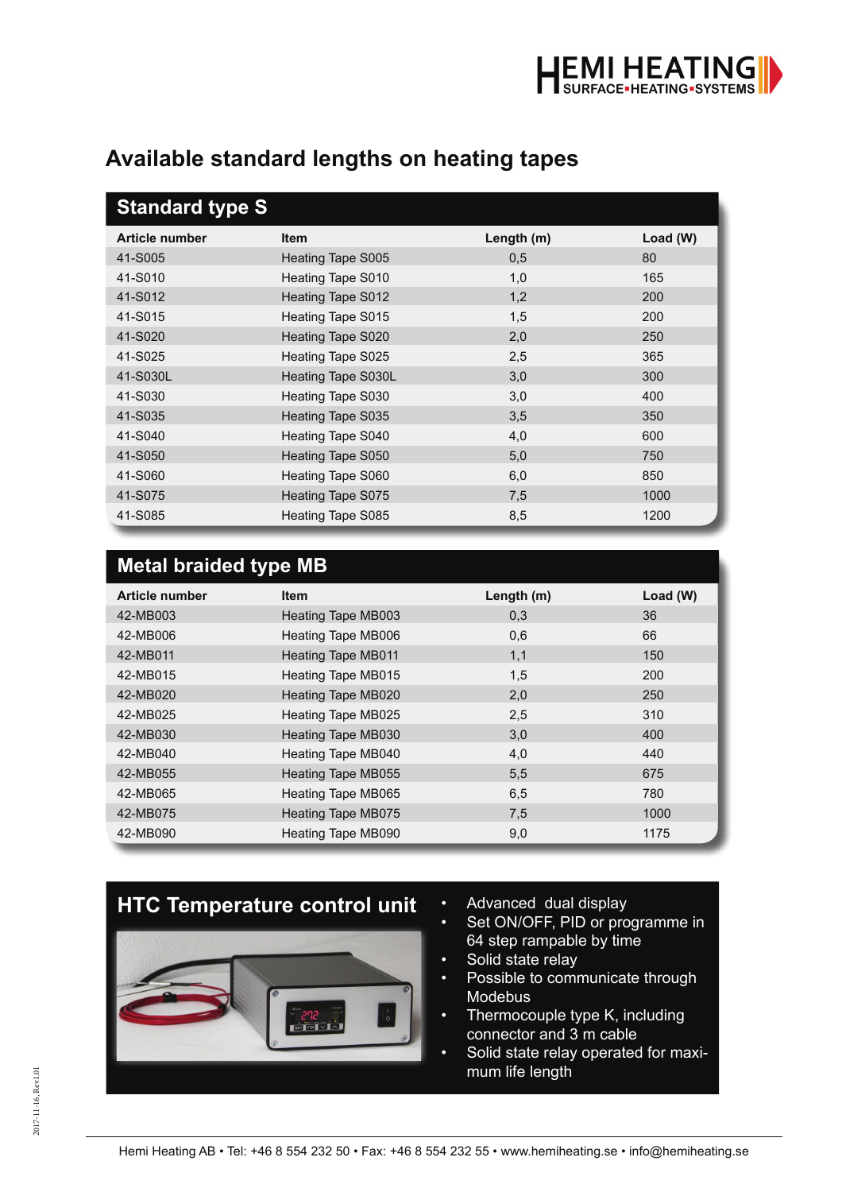# Available standard lengths on heating tapes

## Standard type S

| Article number | Item | Length (m) | Load (W) |
|---|---|---|---|
| 41-S005 | Heating Tape S005 | 0,5 | 80 |
| 41-S010 | Heating Tape S010 | 1,0 | 165 |
| 41-S012 | Heating Tape S012 | 1,2 | 200 |
| 41-S015 | Heating Tape S015 | 1,5 | 200 |
| 41-S020 | Heating Tape S020 | 2,0 | 250 |
| 41-S025 | Heating Tape S025 | 2,5 | 365 |
| 41-S030L | Heating Tape S030L | 3,0 | 300 |
| 41-S030 | Heating Tape S030 | 3,0 | 400 |
| 41-S035 | Heating Tape S035 | 3,5 | 350 |
| 41-S040 | Heating Tape S040 | 4,0 | 600 |
| 41-S050 | Heating Tape S050 | 5,0 | 750 |
| 41-S060 | Heating Tape S060 | 6,0 | 850 |
| 41-S075 | Heating Tape S075 | 7,5 | 1000 |
| 41-S085 | Heating Tape S085 | 8,5 | 1200 |

## Metal braided type MB

| Article number | Item | Length (m) | Load (W) |
|---|---|---|---|
| 42-MB003 | Heating Tape MB003 | 0,3 | 36 |
| 42-MB006 | Heating Tape MB006 | 0,6 | 66 |
| 42-MB011 | Heating Tape MB011 | 1,1 | 150 |
| 42-MB015 | Heating Tape MB015 | 1,5 | 200 |
| 42-MB020 | Heating Tape MB020 | 2,0 | 250 |
| 42-MB025 | Heating Tape MB025 | 2,5 | 310 |
| 42-MB030 | Heating Tape MB030 | 3,0 | 400 |
| 42-MB040 | Heating Tape MB040 | 4,0 | 440 |
| 42-MB055 | Heating Tape MB055 | 5,5 | 675 |
| 42-MB065 | Heating Tape MB065 | 6,5 | 780 |
| 42-MB075 | Heating Tape MB075 | 7,5 | 1000 |
| 42-MB090 | Heating Tape MB090 | 9,0 | 1175 |

## HTC Temperature control unit

- Advanced dual display
- Set ON/OFF, PID or programme in 64 step rampable by time
- Solid state relay
- Possible to communicate through Modebus
- Thermocouple type K, including connector and 3 m cable
- Solid state relay operated for maximum life length

2017-11-16.Rev1.01

Hemi Heating AB • Tel: +46 8 554 232 50 • Fax: +46 8 554 232 55 • www.hemiheating.se • info@hemiheating.se